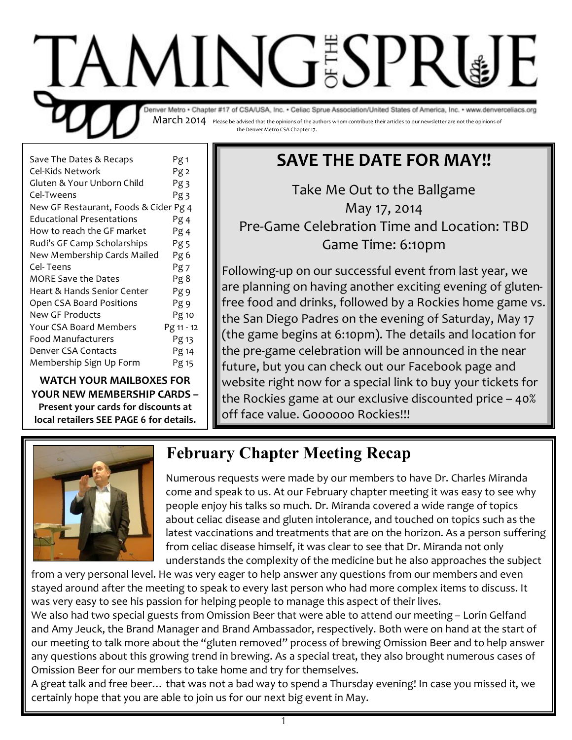# TAMING OF THE SPRUE

Denver Metro • Chapter #17 of CSA/USA, Inc. • Celiac Sprue Association/United States of America, Inc. • www.denverceliacs.org

March 2014 Please be advised that the opinions of the authors whom contribute their articles to our newsletter are not the opinions of the Denver Metro CSA Chapter 17.

| | |
|---|---|
| Save The Dates & Recaps | Pg 1 |
| Cel-Kids Network | Pg 2 |
| Gluten & Your Unborn Child | Pg 3 |
| Cel-Tweens | Pg 3 |
| New GF Restaurant, Foods & Cider | Pg 4 |
| Educational Presentations | Pg 4 |
| How to reach the GF market | Pg 4 |
| Rudi's GF Camp Scholarships | Pg 5 |
| New Membership Cards Mailed | Pg 6 |
| Cel- Teens | Pg 7 |
| MORE Save the Dates | Pg 8 |
| Heart & Hands Senior Center | Pg 9 |
| Open CSA Board Positions | Pg 9 |
| New GF Products | Pg 10 |
| Your CSA Board Members | Pg 11 - 12 |
| Food Manufacturers | Pg 13 |
| Denver CSA Contacts | Pg 14 |
| Membership Sign Up Form | Pg 15 |

**WATCH YOUR MAILBOXES FOR YOUR NEW MEMBERSHIP CARDS – Present your cards for discounts at local retailers SEE PAGE 6 for details.**

## SAVE THE DATE FOR MAY!!

Take Me Out to the Ballgame
May 17, 2014
Pre-Game Celebration Time and Location: TBD
Game Time: 6:10pm

Following-up on our successful event from last year, we are planning on having another exciting evening of gluten-free food and drinks, followed by a Rockies home game vs. the San Diego Padres on the evening of Saturday, May 17 (the game begins at 6:10pm). The details and location for the pre-game celebration will be announced in the near future, but you can check out our Facebook page and website right now for a special link to buy your tickets for the Rockies game at our exclusive discounted price – 40% off face value. Goooooo Rockies!!!

## February Chapter Meeting Recap

Numerous requests were made by our members to have Dr. Charles Miranda come and speak to us. At our February chapter meeting it was easy to see why people enjoy his talks so much. Dr. Miranda covered a wide range of topics about celiac disease and gluten intolerance, and touched on topics such as the latest vaccinations and treatments that are on the horizon. As a person suffering from celiac disease himself, it was clear to see that Dr. Miranda not only understands the complexity of the medicine but he also approaches the subject from a very personal level. He was very eager to help answer any questions from our members and even stayed around after the meeting to speak to every last person who had more complex items to discuss. It was very easy to see his passion for helping people to manage this aspect of their lives.

We also had two special guests from Omission Beer that were able to attend our meeting – Lorin Gelfand and Amy Jeuck, the Brand Manager and Brand Ambassador, respectively. Both were on hand at the start of our meeting to talk more about the "gluten removed" process of brewing Omission Beer and to help answer any questions about this growing trend in brewing. As a special treat, they also brought numerous cases of Omission Beer for our members to take home and try for themselves.

A great talk and free beer… that was not a bad way to spend a Thursday evening! In case you missed it, we certainly hope that you are able to join us for our next big event in May.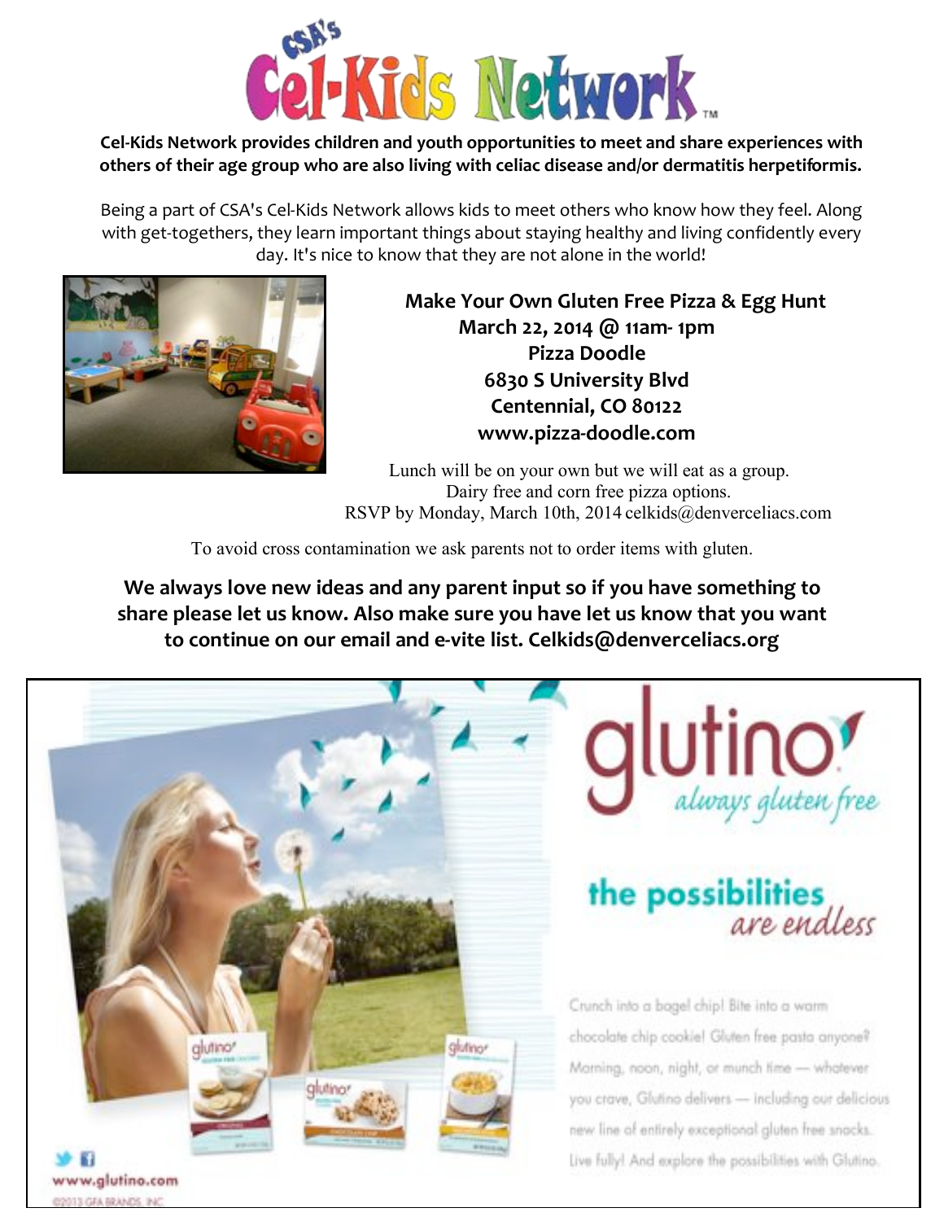# CSA's Cel-Kids Network™

**Cel-Kids Network provides children and youth opportunities to meet and share experiences with others of their age group who are also living with celiac disease and/or dermatitis herpetiformis.**

Being a part of CSA's Cel-Kids Network allows kids to meet others who know how they feel. Along with get-togethers, they learn important things about staying healthy and living confidently every day. It's nice to know that they are not alone in the world!

**Make Your Own Gluten Free Pizza & Egg Hunt**
**March 22, 2014 @ 11am- 1pm**
**Pizza Doodle**
**6830 S University Blvd**
**Centennial, CO 80122**
**www.pizza-doodle.com**

Lunch will be on your own but we will eat as a group.
Dairy free and corn free pizza options.
RSVP by Monday, March 10th, 2014 celkids@denverceliacs.com

To avoid cross contamination we ask parents not to order items with gluten.

**We always love new ideas and any parent input so if you have something to share please let us know. Also make sure you have let us know that you want to continue on our email and e-vite list. Celkids@denverceliacs.org**

glutino *always gluten free*

**the possibilities** *are endless*

Crunch into a bagel chip! Bite into a warm chocolate chip cookie! Gluten free pasta anyone? Morning, noon, night, or munch time — whatever you crave, Glutino delivers — including our delicious new line of entirely exceptional gluten free snacks. Live fully! And explore the possibilities with Glutino.

www.glutino.com

©2013 GFA BRANDS, INC.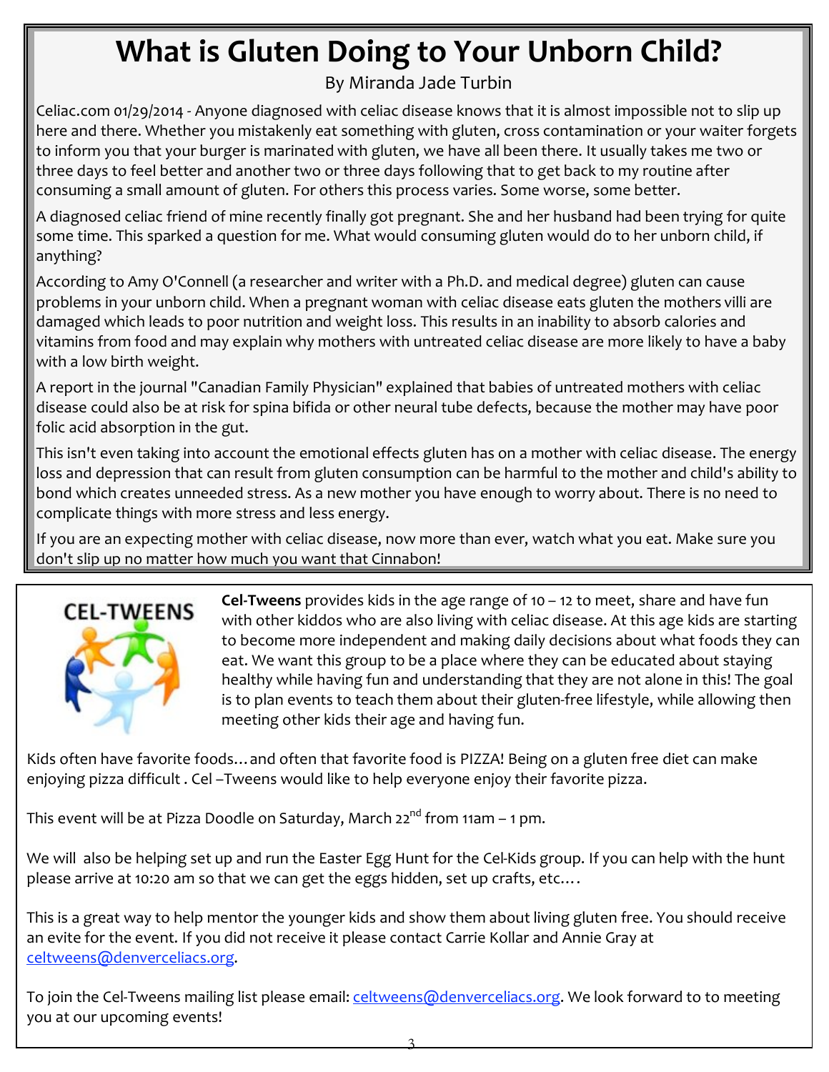# What is Gluten Doing to Your Unborn Child?

By Miranda Jade Turbin

Celiac.com 01/29/2014 - Anyone diagnosed with celiac disease knows that it is almost impossible not to slip up here and there. Whether you mistakenly eat something with gluten, cross contamination or your waiter forgets to inform you that your burger is marinated with gluten, we have all been there. It usually takes me two or three days to feel better and another two or three days following that to get back to my routine after consuming a small amount of gluten. For others this process varies. Some worse, some better.

A diagnosed celiac friend of mine recently finally got pregnant. She and her husband had been trying for quite some time. This sparked a question for me. What would consuming gluten would do to her unborn child, if anything?

According to Amy O'Connell (a researcher and writer with a Ph.D. and medical degree) gluten can cause problems in your unborn child. When a pregnant woman with celiac disease eats gluten the mothers villi are damaged which leads to poor nutrition and weight loss. This results in an inability to absorb calories and vitamins from food and may explain why mothers with untreated celiac disease are more likely to have a baby with a low birth weight.

A report in the journal "Canadian Family Physician" explained that babies of untreated mothers with celiac disease could also be at risk for spina bifida or other neural tube defects, because the mother may have poor folic acid absorption in the gut.

This isn't even taking into account the emotional effects gluten has on a mother with celiac disease. The energy loss and depression that can result from gluten consumption can be harmful to the mother and child's ability to bond which creates unneeded stress. As a new mother you have enough to worry about. There is no need to complicate things with more stress and less energy.

If you are an expecting mother with celiac disease, now more than ever, watch what you eat. Make sure you don't slip up no matter how much you want that Cinnabon!

CEL-TWEENS

**Cel-Tweens** provides kids in the age range of 10 – 12 to meet, share and have fun with other kiddos who are also living with celiac disease. At this age kids are starting to become more independent and making daily decisions about what foods they can eat. We want this group to be a place where they can be educated about staying healthy while having fun and understanding that they are not alone in this! The goal is to plan events to teach them about their gluten-free lifestyle, while allowing then meeting other kids their age and having fun.

Kids often have favorite foods…and often that favorite food is PIZZA! Being on a gluten free diet can make enjoying pizza difficult . Cel –Tweens would like to help everyone enjoy their favorite pizza.

This event will be at Pizza Doodle on Saturday, March 22nd from 11am – 1 pm.

We will also be helping set up and run the Easter Egg Hunt for the Cel-Kids group. If you can help with the hunt please arrive at 10:20 am so that we can get the eggs hidden, set up crafts, etc.…

This is a great way to help mentor the younger kids and show them about living gluten free. You should receive an evite for the event. If you did not receive it please contact Carrie Kollar and Annie Gray at celtweens@denverceliacs.org.

To join the Cel-Tweens mailing list please email: celtweens@denverceliacs.org. We look forward to to meeting you at our upcoming events!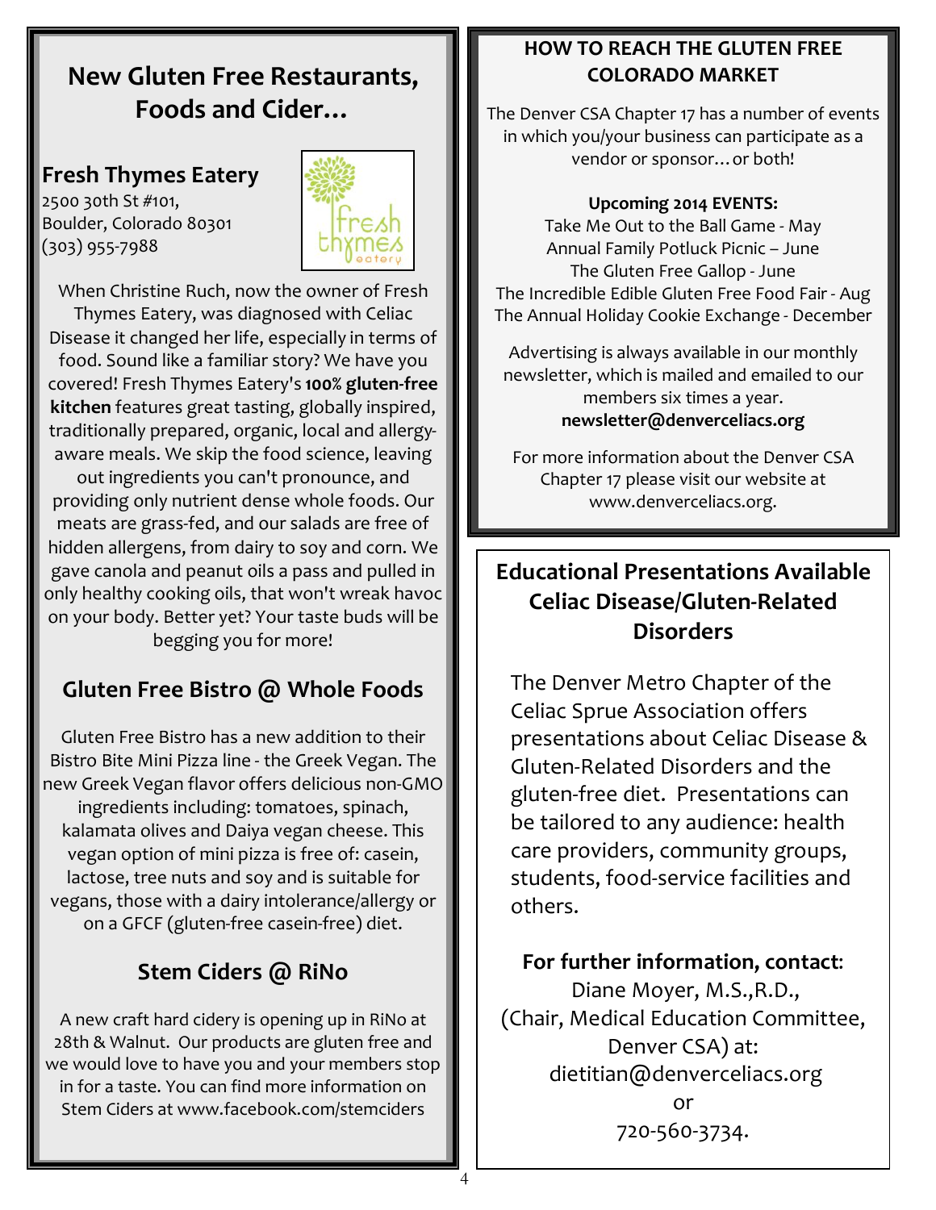# New Gluten Free Restaurants, Foods and Cider…

## Fresh Thymes Eatery

2500 30th St #101,
Boulder, Colorado 80301
(303) 955-7988

When Christine Ruch, now the owner of Fresh Thymes Eatery, was diagnosed with Celiac Disease it changed her life, especially in terms of food. Sound like a familiar story? We have you covered! Fresh Thymes Eatery's **100% gluten-free kitchen** features great tasting, globally inspired, traditionally prepared, organic, local and allergy-aware meals. We skip the food science, leaving out ingredients you can't pronounce, and providing only nutrient dense whole foods. Our meats are grass-fed, and our salads are free of hidden allergens, from dairy to soy and corn. We gave canola and peanut oils a pass and pulled in only healthy cooking oils, that won't wreak havoc on your body. Better yet? Your taste buds will be begging you for more!

## Gluten Free Bistro @ Whole Foods

Gluten Free Bistro has a new addition to their Bistro Bite Mini Pizza line - the Greek Vegan. The new Greek Vegan flavor offers delicious non-GMO ingredients including: tomatoes, spinach, kalamata olives and Daiya vegan cheese. This vegan option of mini pizza is free of: casein, lactose, tree nuts and soy and is suitable for vegans, those with a dairy intolerance/allergy or on a GFCF (gluten-free casein-free) diet.

## Stem Ciders @ RiNo

A new craft hard cidery is opening up in RiNo at 28th & Walnut. Our products are gluten free and we would love to have you and your members stop in for a taste. You can find more information on Stem Ciders at www.facebook.com/stemciders

## HOW TO REACH THE GLUTEN FREE COLORADO MARKET

The Denver CSA Chapter 17 has a number of events in which you/your business can participate as a vendor or sponsor…or both!

**Upcoming 2014 EVENTS:**

Take Me Out to the Ball Game - May
Annual Family Potluck Picnic – June
The Gluten Free Gallop - June
The Incredible Edible Gluten Free Food Fair - Aug
The Annual Holiday Cookie Exchange - December

Advertising is always available in our monthly newsletter, which is mailed and emailed to our members six times a year.
**newsletter@denverceliacs.org**

For more information about the Denver CSA Chapter 17 please visit our website at www.denverceliacs.org.

## Educational Presentations Available Celiac Disease/Gluten-Related Disorders

The Denver Metro Chapter of the Celiac Sprue Association offers presentations about Celiac Disease & Gluten-Related Disorders and the gluten-free diet. Presentations can be tailored to any audience: health care providers, community groups, students, food-service facilities and others.

**For further information, contact**:
Diane Moyer, M.S.,R.D.,
(Chair, Medical Education Committee, Denver CSA) at:
dietitian@denverceliacs.org
or
720-560-3734.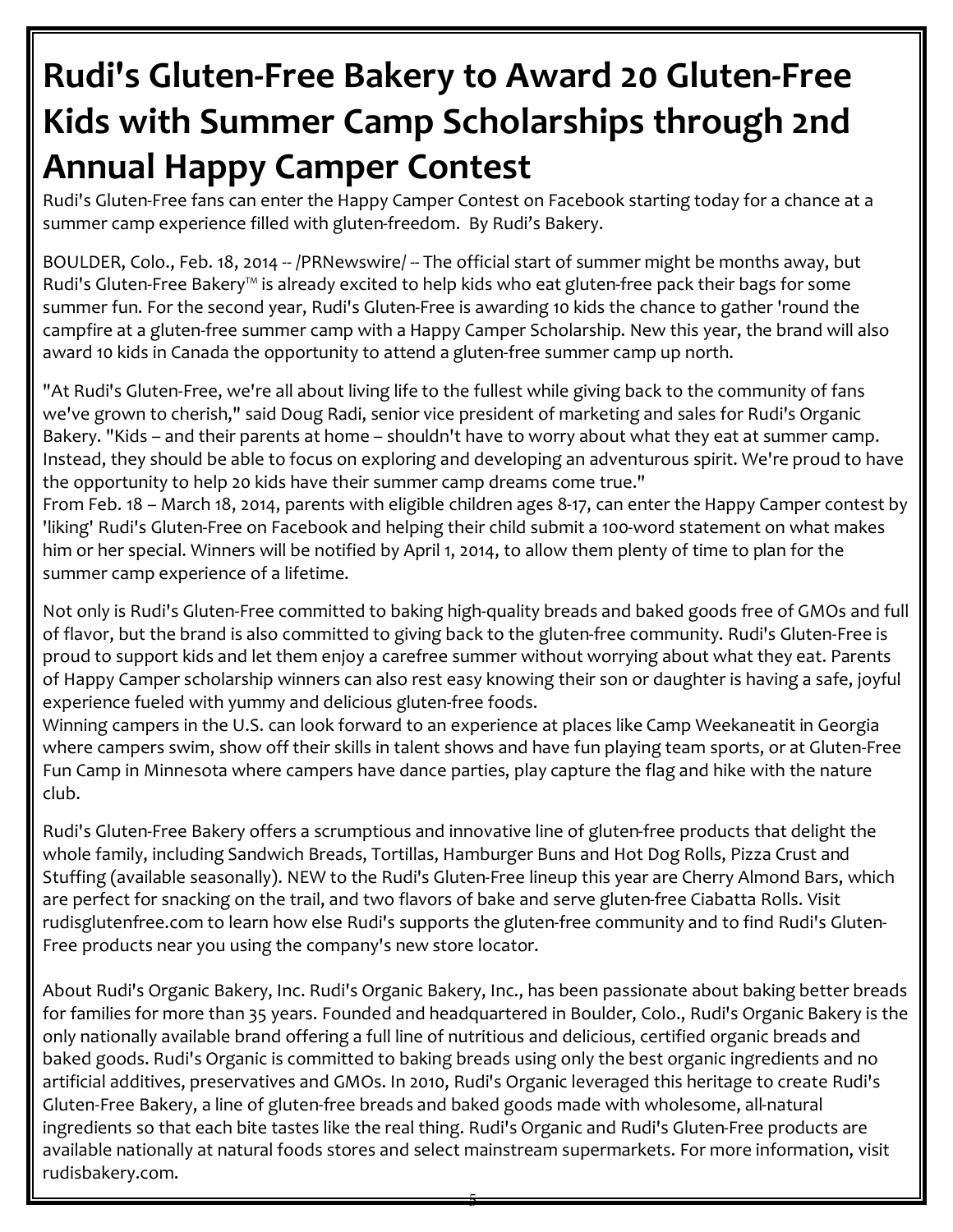# Rudi's Gluten-Free Bakery to Award 20 Gluten-Free Kids with Summer Camp Scholarships through 2nd Annual Happy Camper Contest

Rudi's Gluten-Free fans can enter the Happy Camper Contest on Facebook starting today for a chance at a summer camp experience filled with gluten-freedom. By Rudi's Bakery.

BOULDER, Colo., Feb. 18, 2014 -- /PRNewswire/ -- The official start of summer might be months away, but Rudi's Gluten-Free Bakery™ is already excited to help kids who eat gluten-free pack their bags for some summer fun. For the second year, Rudi's Gluten-Free is awarding 10 kids the chance to gather 'round the campfire at a gluten-free summer camp with a Happy Camper Scholarship. New this year, the brand will also award 10 kids in Canada the opportunity to attend a gluten-free summer camp up north.

"At Rudi's Gluten-Free, we're all about living life to the fullest while giving back to the community of fans we've grown to cherish," said Doug Radi, senior vice president of marketing and sales for Rudi's Organic Bakery. "Kids – and their parents at home – shouldn't have to worry about what they eat at summer camp. Instead, they should be able to focus on exploring and developing an adventurous spirit. We're proud to have the opportunity to help 20 kids have their summer camp dreams come true."

From Feb. 18 – March 18, 2014, parents with eligible children ages 8-17, can enter the Happy Camper contest by 'liking' Rudi's Gluten-Free on Facebook and helping their child submit a 100-word statement on what makes him or her special. Winners will be notified by April 1, 2014, to allow them plenty of time to plan for the summer camp experience of a lifetime.

Not only is Rudi's Gluten-Free committed to baking high-quality breads and baked goods free of GMOs and full of flavor, but the brand is also committed to giving back to the gluten-free community. Rudi's Gluten-Free is proud to support kids and let them enjoy a carefree summer without worrying about what they eat. Parents of Happy Camper scholarship winners can also rest easy knowing their son or daughter is having a safe, joyful experience fueled with yummy and delicious gluten-free foods.

Winning campers in the U.S. can look forward to an experience at places like Camp Weekaneatit in Georgia where campers swim, show off their skills in talent shows and have fun playing team sports, or at Gluten-Free Fun Camp in Minnesota where campers have dance parties, play capture the flag and hike with the nature club.

Rudi's Gluten-Free Bakery offers a scrumptious and innovative line of gluten-free products that delight the whole family, including Sandwich Breads, Tortillas, Hamburger Buns and Hot Dog Rolls, Pizza Crust and Stuffing (available seasonally). NEW to the Rudi's Gluten-Free lineup this year are Cherry Almond Bars, which are perfect for snacking on the trail, and two flavors of bake and serve gluten-free Ciabatta Rolls. Visit rudisglutenfree.com to learn how else Rudi's supports the gluten-free community and to find Rudi's Gluten-Free products near you using the company's new store locator.

About Rudi's Organic Bakery, Inc. Rudi's Organic Bakery, Inc., has been passionate about baking better breads for families for more than 35 years. Founded and headquartered in Boulder, Colo., Rudi's Organic Bakery is the only nationally available brand offering a full line of nutritious and delicious, certified organic breads and baked goods. Rudi's Organic is committed to baking breads using only the best organic ingredients and no artificial additives, preservatives and GMOs. In 2010, Rudi's Organic leveraged this heritage to create Rudi's Gluten-Free Bakery, a line of gluten-free breads and baked goods made with wholesome, all-natural ingredients so that each bite tastes like the real thing. Rudi's Organic and Rudi's Gluten-Free products are available nationally at natural foods stores and select mainstream supermarkets. For more information, visit rudisbakery.com.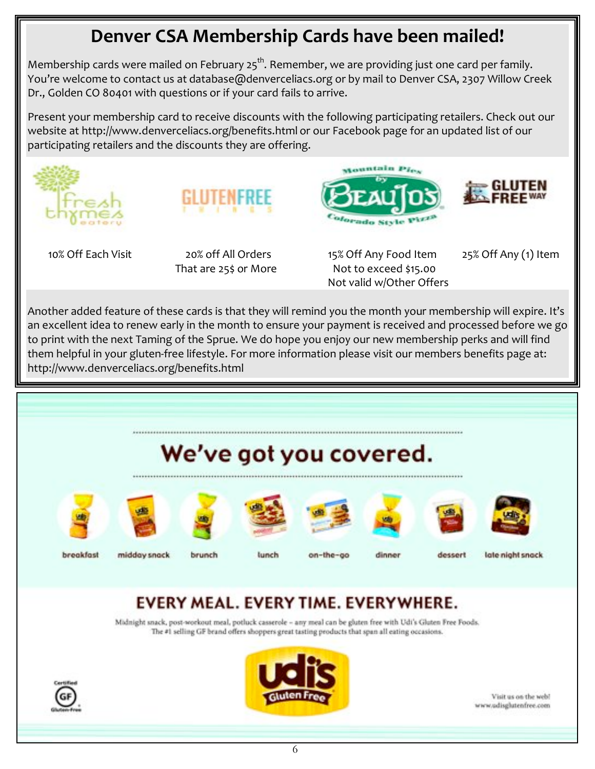# Denver CSA Membership Cards have been mailed!

Membership cards were mailed on February 25th. Remember, we are providing just one card per family. You're welcome to contact us at database@denverceliacs.org or by mail to Denver CSA, 2307 Willow Creek Dr., Golden CO 80401 with questions or if your card fails to arrive.

Present your membership card to receive discounts with the following participating retailers. Check out our website at http://www.denverceliacs.org/benefits.html or our Facebook page for an updated list of our participating retailers and the discounts they are offering.

| Fresh Thymes Eatery | Gluten Free Things | Mountain Pies by Beau Jo's Colorado Style Pizza | Gluten Free Way |
|---|---|---|---|
| 10% Off Each Visit | 20% off All Orders That are 25$ or More | 15% Off Any Food Item Not to exceed $15.00 Not valid w/Other Offers | 25% Off Any (1) Item |

Another added feature of these cards is that they will remind you the month your membership will expire. It's an excellent idea to renew early in the month to ensure your payment is received and processed before we go to print with the next Taming of the Sprue. We do hope you enjoy our new membership perks and will find them helpful in your gluten-free lifestyle. For more information please visit our members benefits page at: http://www.denverceliacs.org/benefits.html

## We've got you covered.

breakfast midday snack brunch lunch on-the-go dinner dessert late night snack

## EVERY MEAL. EVERY TIME. EVERYWHERE.

Midnight snack, post-workout meal, potluck casserole – any meal can be gluten free with Udi's Gluten Free Foods. The #1 selling GF brand offers shoppers great tasting products that span all eating occasions.

Certified GF Gluten-Free

udi's Gluten Free

Visit us on the web! www.udisglutenfree.com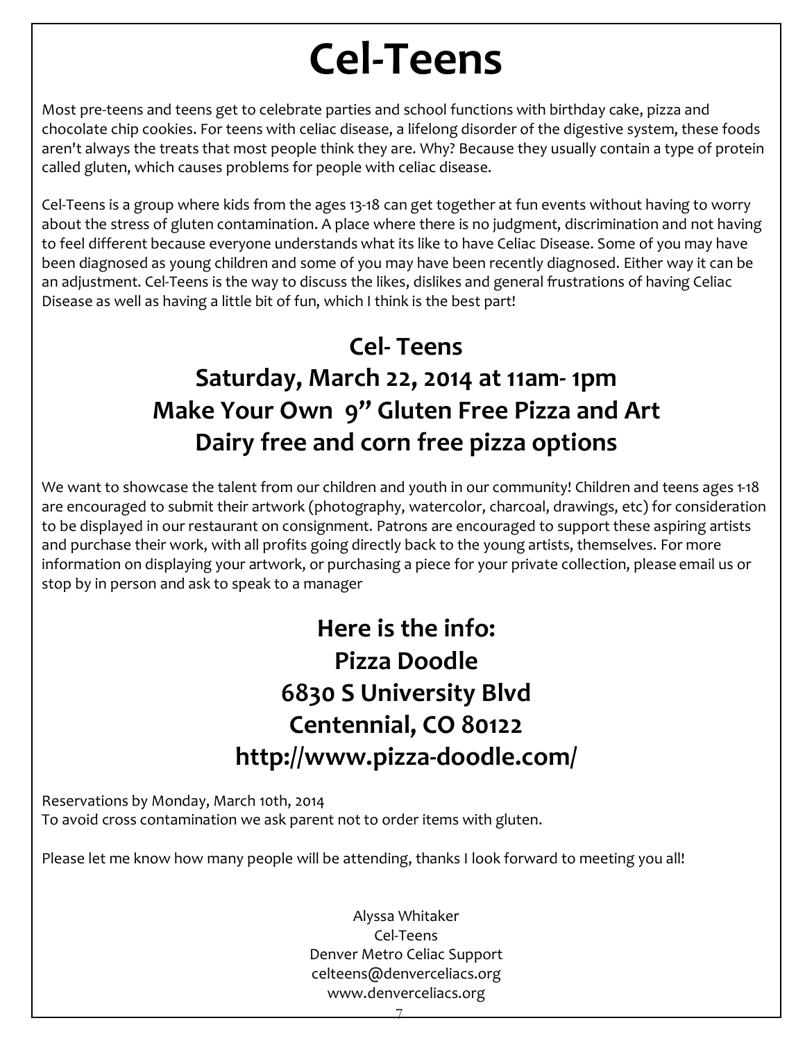# Cel-Teens

Most pre-teens and teens get to celebrate parties and school functions with birthday cake, pizza and chocolate chip cookies. For teens with celiac disease, a lifelong disorder of the digestive system, these foods aren't always the treats that most people think they are. Why? Because they usually contain a type of protein called gluten, which causes problems for people with celiac disease.

Cel-Teens is a group where kids from the ages 13-18 can get together at fun events without having to worry about the stress of gluten contamination. A place where there is no judgment, discrimination and not having to feel different because everyone understands what its like to have Celiac Disease. Some of you may have been diagnosed as young children and some of you may have been recently diagnosed. Either way it can be an adjustment. Cel-Teens is the way to discuss the likes, dislikes and general frustrations of having Celiac Disease as well as having a little bit of fun, which I think is the best part!

## Cel- Teens
## Saturday, March 22, 2014 at 11am- 1pm
## Make Your Own 9" Gluten Free Pizza and Art
## Dairy free and corn free pizza options

We want to showcase the talent from our children and youth in our community! Children and teens ages 1-18 are encouraged to submit their artwork (photography, watercolor, charcoal, drawings, etc) for consideration to be displayed in our restaurant on consignment. Patrons are encouraged to support these aspiring artists and purchase their work, with all profits going directly back to the young artists, themselves. For more information on displaying your artwork, or purchasing a piece for your private collection, please email us or stop by in person and ask to speak to a manager

## Here is the info:
## Pizza Doodle
## 6830 S University Blvd
## Centennial, CO 80122
## http://www.pizza-doodle.com/

Reservations by Monday, March 10th, 2014
To avoid cross contamination we ask parent not to order items with gluten.

Please let me know how many people will be attending, thanks I look forward to meeting you all!

Alyssa Whitaker
Cel-Teens
Denver Metro Celiac Support
celteens@denverceliacs.org
www.denverceliacs.org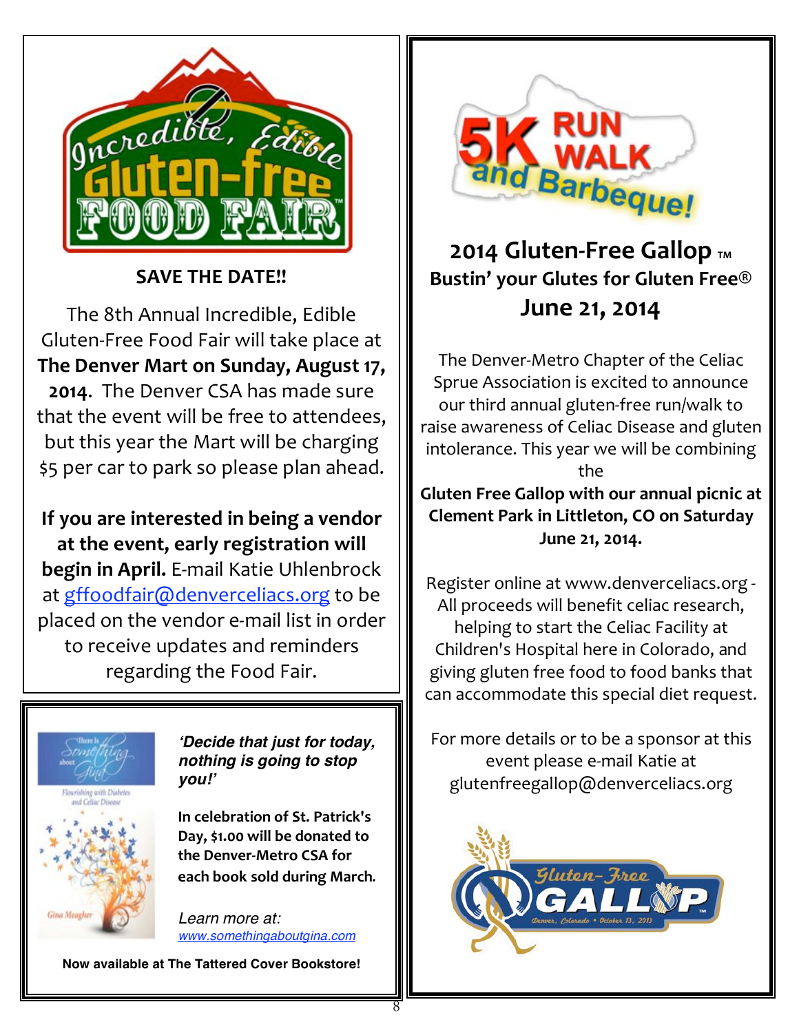**SAVE THE DATE!!**

The 8th Annual Incredible, Edible Gluten-Free Food Fair will take place at **The Denver Mart on Sunday, August 17, 2014**. The Denver CSA has made sure that the event will be free to attendees, but this year the Mart will be charging $5 per car to park so please plan ahead.

**If you are interested in being a vendor at the event, early registration will begin in April.** E-mail Katie Uhlenbrock at gffoodfair@denverceliacs.org to be placed on the vendor e-mail list in order to receive updates and reminders regarding the Food Fair.

***'Decide that just for today, nothing is going to stop you!'***

**In celebration of St. Patrick's Day, $1.00 will be donated to the Denver-Metro CSA for each book sold during March.**

*Learn more at: www.somethingaboutgina.com*

**Now available at The Tattered Cover Bookstore!**

## 2014 Gluten-Free Gallop ™

### Bustin' your Glutes for Gluten Free®

### June 21, 2014

The Denver-Metro Chapter of the Celiac Sprue Association is excited to announce our third annual gluten-free run/walk to raise awareness of Celiac Disease and gluten intolerance. This year we will be combining the **Gluten Free Gallop with our annual picnic at Clement Park in Littleton, CO on Saturday June 21, 2014.**

Register online at www.denverceliacs.org - All proceeds will benefit celiac research, helping to start the Celiac Facility at Children's Hospital here in Colorado, and giving gluten free food to food banks that can accommodate this special diet request.

For more details or to be a sponsor at this event please e-mail Katie at glutenfreegallop@denverceliacs.org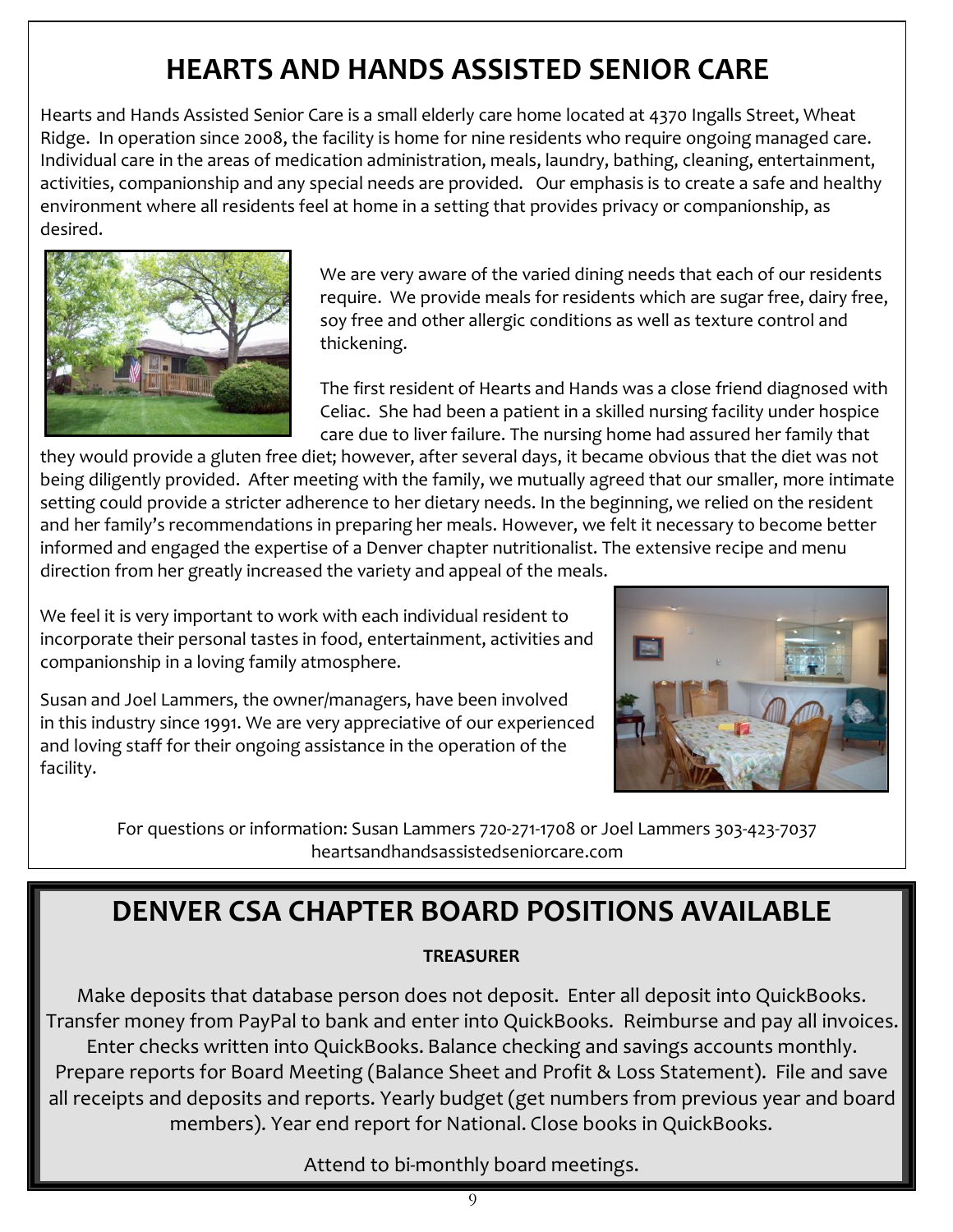# HEARTS AND HANDS ASSISTED SENIOR CARE

Hearts and Hands Assisted Senior Care is a small elderly care home located at 4370 Ingalls Street, Wheat Ridge. In operation since 2008, the facility is home for nine residents who require ongoing managed care. Individual care in the areas of medication administration, meals, laundry, bathing, cleaning, entertainment, activities, companionship and any special needs are provided. Our emphasis is to create a safe and healthy environment where all residents feel at home in a setting that provides privacy or companionship, as desired.

We are very aware of the varied dining needs that each of our residents require. We provide meals for residents which are sugar free, dairy free, soy free and other allergic conditions as well as texture control and thickening.

The first resident of Hearts and Hands was a close friend diagnosed with Celiac. She had been a patient in a skilled nursing facility under hospice care due to liver failure. The nursing home had assured her family that they would provide a gluten free diet; however, after several days, it became obvious that the diet was not being diligently provided. After meeting with the family, we mutually agreed that our smaller, more intimate setting could provide a stricter adherence to her dietary needs. In the beginning, we relied on the resident and her family's recommendations in preparing her meals. However, we felt it necessary to become better informed and engaged the expertise of a Denver chapter nutritionalist. The extensive recipe and menu direction from her greatly increased the variety and appeal of the meals.

We feel it is very important to work with each individual resident to incorporate their personal tastes in food, entertainment, activities and companionship in a loving family atmosphere.

Susan and Joel Lammers, the owner/managers, have been involved in this industry since 1991. We are very appreciative of our experienced and loving staff for their ongoing assistance in the operation of the facility.

For questions or information: Susan Lammers 720-271-1708 or Joel Lammers 303-423-7037
heartsandhandsassistedseniorcare.com

# DENVER CSA CHAPTER BOARD POSITIONS AVAILABLE

**TREASURER**

Make deposits that database person does not deposit. Enter all deposit into QuickBooks. Transfer money from PayPal to bank and enter into QuickBooks. Reimburse and pay all invoices. Enter checks written into QuickBooks. Balance checking and savings accounts monthly. Prepare reports for Board Meeting (Balance Sheet and Profit & Loss Statement). File and save all receipts and deposits and reports. Yearly budget (get numbers from previous year and board members). Year end report for National. Close books in QuickBooks.

Attend to bi-monthly board meetings.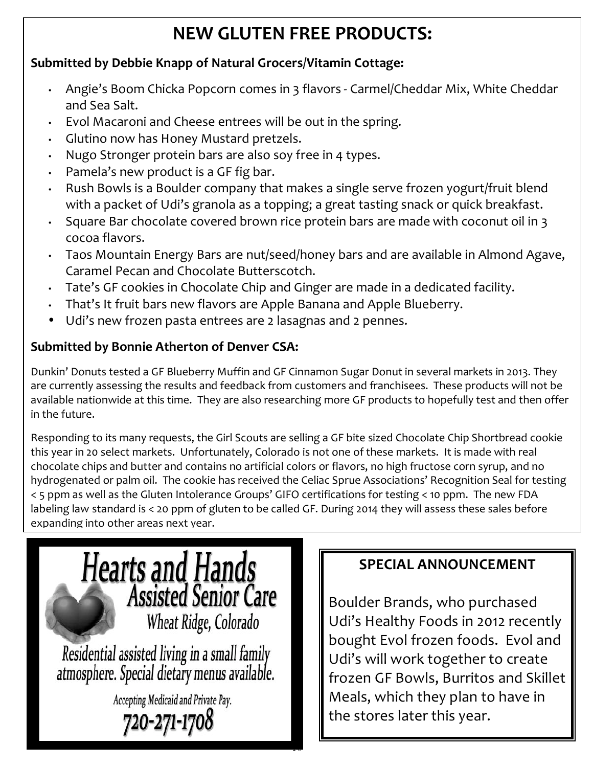# NEW GLUTEN FREE PRODUCTS:

**Submitted by Debbie Knapp of Natural Grocers/Vitamin Cottage:**

- Angie's Boom Chicka Popcorn comes in 3 flavors - Carmel/Cheddar Mix, White Cheddar and Sea Salt.
- Evol Macaroni and Cheese entrees will be out in the spring.
- Glutino now has Honey Mustard pretzels.
- Nugo Stronger protein bars are also soy free in 4 types.
- Pamela's new product is a GF fig bar.
- Rush Bowls is a Boulder company that makes a single serve frozen yogurt/fruit blend with a packet of Udi's granola as a topping; a great tasting snack or quick breakfast.
- Square Bar chocolate covered brown rice protein bars are made with coconut oil in 3 cocoa flavors.
- Taos Mountain Energy Bars are nut/seed/honey bars and are available in Almond Agave, Caramel Pecan and Chocolate Butterscotch.
- Tate's GF cookies in Chocolate Chip and Ginger are made in a dedicated facility.
- That's It fruit bars new flavors are Apple Banana and Apple Blueberry.
- Udi's new frozen pasta entrees are 2 lasagnas and 2 pennes.

**Submitted by Bonnie Atherton of Denver CSA:**

Dunkin' Donuts tested a GF Blueberry Muffin and GF Cinnamon Sugar Donut in several markets in 2013. They are currently assessing the results and feedback from customers and franchisees. These products will not be available nationwide at this time. They are also researching more GF products to hopefully test and then offer in the future.

Responding to its many requests, the Girl Scouts are selling a GF bite sized Chocolate Chip Shortbread cookie this year in 20 select markets. Unfortunately, Colorado is not one of these markets. It is made with real chocolate chips and butter and contains no artificial colors or flavors, no high fructose corn syrup, and no hydrogenated or palm oil. The cookie has received the Celiac Sprue Associations' Recognition Seal for testing < 5 ppm as well as the Gluten Intolerance Groups' GIFO certifications for testing < 10 ppm. The new FDA labeling law standard is < 20 ppm of gluten to be called GF. During 2014 they will assess these sales before expanding into other areas next year.

**Hearts and Hands**
**Assisted Senior Care**
Wheat Ridge, Colorado

Residential assisted living in a small family atmosphere. Special dietary menus available.

Accepting Medicaid and Private Pay.

**720-271-1708**

## SPECIAL ANNOUNCEMENT

Boulder Brands, who purchased Udi's Healthy Foods in 2012 recently bought Evol frozen foods. Evol and Udi's will work together to create frozen GF Bowls, Burritos and Skillet Meals, which they plan to have in the stores later this year.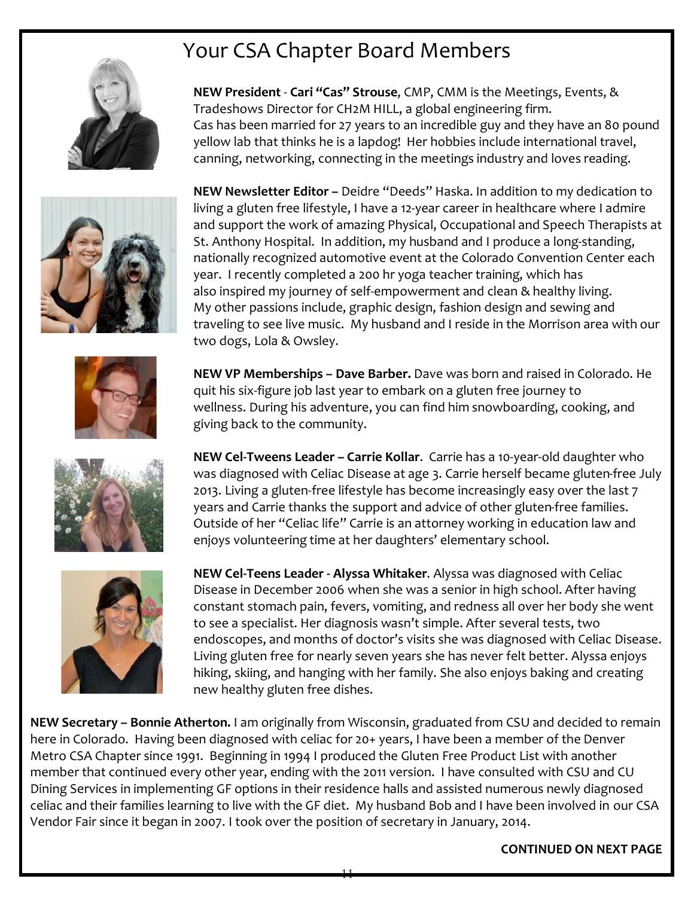# Your CSA Chapter Board Members

**NEW President** - **Cari "Cas" Strouse**, CMP, CMM is the Meetings, Events, & Tradeshows Director for CH2M HILL, a global engineering firm. Cas has been married for 27 years to an incredible guy and they have an 80 pound yellow lab that thinks he is a lapdog! Her hobbies include international travel, canning, networking, connecting in the meetings industry and loves reading.

**NEW Newsletter Editor –** Deidre "Deeds" Haska. In addition to my dedication to living a gluten free lifestyle, I have a 12-year career in healthcare where I admire and support the work of amazing Physical, Occupational and Speech Therapists at St. Anthony Hospital. In addition, my husband and I produce a long-standing, nationally recognized automotive event at the Colorado Convention Center each year. I recently completed a 200 hr yoga teacher training, which has also inspired my journey of self-empowerment and clean & healthy living. My other passions include, graphic design, fashion design and sewing and traveling to see live music. My husband and I reside in the Morrison area with our two dogs, Lola & Owsley.

**NEW VP Memberships – Dave Barber.** Dave was born and raised in Colorado. He quit his six-figure job last year to embark on a gluten free journey to wellness. During his adventure, you can find him snowboarding, cooking, and giving back to the community.

**NEW Cel-Tweens Leader – Carrie Kollar**. Carrie has a 10-year-old daughter who was diagnosed with Celiac Disease at age 3. Carrie herself became gluten-free July 2013. Living a gluten-free lifestyle has become increasingly easy over the last 7 years and Carrie thanks the support and advice of other gluten-free families. Outside of her "Celiac life" Carrie is an attorney working in education law and enjoys volunteering time at her daughters' elementary school.

**NEW Cel-Teens Leader - Alyssa Whitaker**. Alyssa was diagnosed with Celiac Disease in December 2006 when she was a senior in high school. After having constant stomach pain, fevers, vomiting, and redness all over her body she went to see a specialist. Her diagnosis wasn't simple. After several tests, two endoscopes, and months of doctor's visits she was diagnosed with Celiac Disease. Living gluten free for nearly seven years she has never felt better. Alyssa enjoys hiking, skiing, and hanging with her family. She also enjoys baking and creating new healthy gluten free dishes.

**NEW Secretary – Bonnie Atherton.** I am originally from Wisconsin, graduated from CSU and decided to remain here in Colorado. Having been diagnosed with celiac for 20+ years, I have been a member of the Denver Metro CSA Chapter since 1991. Beginning in 1994 I produced the Gluten Free Product List with another member that continued every other year, ending with the 2011 version. I have consulted with CSU and CU Dining Services in implementing GF options in their residence halls and assisted numerous newly diagnosed celiac and their families learning to live with the GF diet. My husband Bob and I have been involved in our CSA Vendor Fair since it began in 2007. I took over the position of secretary in January, 2014.

**CONTINUED ON NEXT PAGE**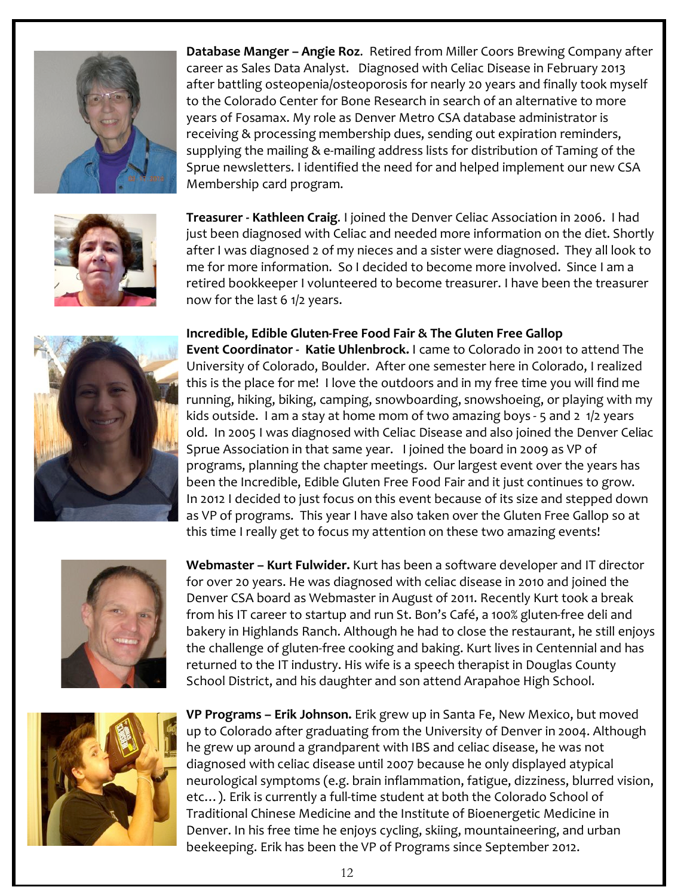**Database Manger – Angie Roz.** Retired from Miller Coors Brewing Company after career as Sales Data Analyst. Diagnosed with Celiac Disease in February 2013 after battling osteopenia/osteoporosis for nearly 20 years and finally took myself to the Colorado Center for Bone Research in search of an alternative to more years of Fosamax. My role as Denver Metro CSA database administrator is receiving & processing membership dues, sending out expiration reminders, supplying the mailing & e-mailing address lists for distribution of Taming of the Sprue newsletters. I identified the need for and helped implement our new CSA Membership card program.

**Treasurer - Kathleen Craig**. I joined the Denver Celiac Association in 2006. I had just been diagnosed with Celiac and needed more information on the diet. Shortly after I was diagnosed 2 of my nieces and a sister were diagnosed. They all look to me for more information. So I decided to become more involved. Since I am a retired bookkeeper I volunteered to become treasurer. I have been the treasurer now for the last 6 1/2 years.

**Incredible, Edible Gluten-Free Food Fair & The Gluten Free Gallop Event Coordinator - Katie Uhlenbrock.** I came to Colorado in 2001 to attend The University of Colorado, Boulder. After one semester here in Colorado, I realized this is the place for me! I love the outdoors and in my free time you will find me running, hiking, biking, camping, snowboarding, snowshoeing, or playing with my kids outside. I am a stay at home mom of two amazing boys - 5 and 2 1/2 years old. In 2005 I was diagnosed with Celiac Disease and also joined the Denver Celiac Sprue Association in that same year. I joined the board in 2009 as VP of programs, planning the chapter meetings. Our largest event over the years has been the Incredible, Edible Gluten Free Food Fair and it just continues to grow. In 2012 I decided to just focus on this event because of its size and stepped down as VP of programs. This year I have also taken over the Gluten Free Gallop so at this time I really get to focus my attention on these two amazing events!

**Webmaster – Kurt Fulwider.** Kurt has been a software developer and IT director for over 20 years. He was diagnosed with celiac disease in 2010 and joined the Denver CSA board as Webmaster in August of 2011. Recently Kurt took a break from his IT career to startup and run St. Bon's Café, a 100% gluten-free deli and bakery in Highlands Ranch. Although he had to close the restaurant, he still enjoys the challenge of gluten-free cooking and baking. Kurt lives in Centennial and has returned to the IT industry. His wife is a speech therapist in Douglas County School District, and his daughter and son attend Arapahoe High School.

**VP Programs – Erik Johnson.** Erik grew up in Santa Fe, New Mexico, but moved up to Colorado after graduating from the University of Denver in 2004. Although he grew up around a grandparent with IBS and celiac disease, he was not diagnosed with celiac disease until 2007 because he only displayed atypical neurological symptoms (e.g. brain inflammation, fatigue, dizziness, blurred vision, etc…). Erik is currently a full-time student at both the Colorado School of Traditional Chinese Medicine and the Institute of Bioenergetic Medicine in Denver. In his free time he enjoys cycling, skiing, mountaineering, and urban beekeeping. Erik has been the VP of Programs since September 2012.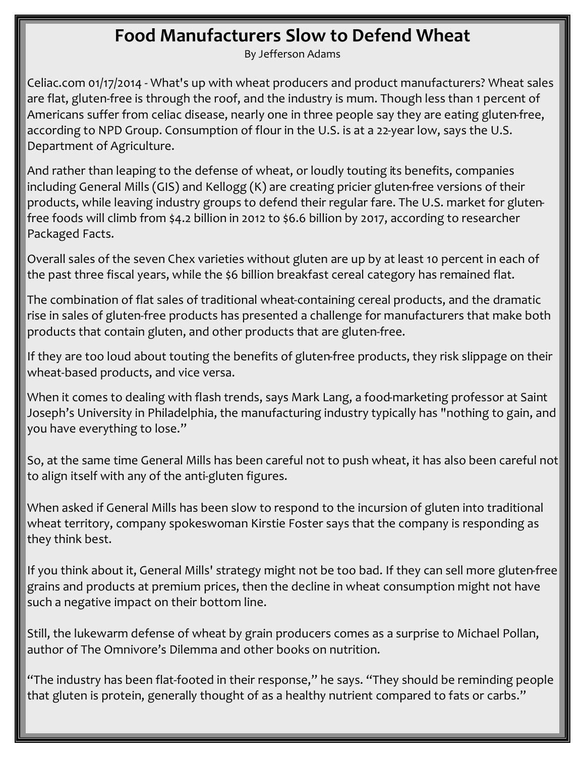# Food Manufacturers Slow to Defend Wheat

By Jefferson Adams

Celiac.com 01/17/2014 - What's up with wheat producers and product manufacturers? Wheat sales are flat, gluten-free is through the roof, and the industry is mum. Though less than 1 percent of Americans suffer from celiac disease, nearly one in three people say they are eating gluten-free, according to NPD Group. Consumption of flour in the U.S. is at a 22-year low, says the U.S. Department of Agriculture.

And rather than leaping to the defense of wheat, or loudly touting its benefits, companies including General Mills (GIS) and Kellogg (K) are creating pricier gluten-free versions of their products, while leaving industry groups to defend their regular fare. The U.S. market for gluten-free foods will climb from $4.2 billion in 2012 to $6.6 billion by 2017, according to researcher Packaged Facts.

Overall sales of the seven Chex varieties without gluten are up by at least 10 percent in each of the past three fiscal years, while the $6 billion breakfast cereal category has remained flat.

The combination of flat sales of traditional wheat-containing cereal products, and the dramatic rise in sales of gluten-free products has presented a challenge for manufacturers that make both products that contain gluten, and other products that are gluten-free.

If they are too loud about touting the benefits of gluten-free products, they risk slippage on their wheat-based products, and vice versa.

When it comes to dealing with flash trends, says Mark Lang, a food-marketing professor at Saint Joseph's University in Philadelphia, the manufacturing industry typically has "nothing to gain, and you have everything to lose."

So, at the same time General Mills has been careful not to push wheat, it has also been careful not to align itself with any of the anti-gluten figures.

When asked if General Mills has been slow to respond to the incursion of gluten into traditional wheat territory, company spokeswoman Kirstie Foster says that the company is responding as they think best.

If you think about it, General Mills' strategy might not be too bad. If they can sell more gluten-free grains and products at premium prices, then the decline in wheat consumption might not have such a negative impact on their bottom line.

Still, the lukewarm defense of wheat by grain producers comes as a surprise to Michael Pollan, author of The Omnivore's Dilemma and other books on nutrition.

"The industry has been flat-footed in their response," he says. "They should be reminding people that gluten is protein, generally thought of as a healthy nutrient compared to fats or carbs."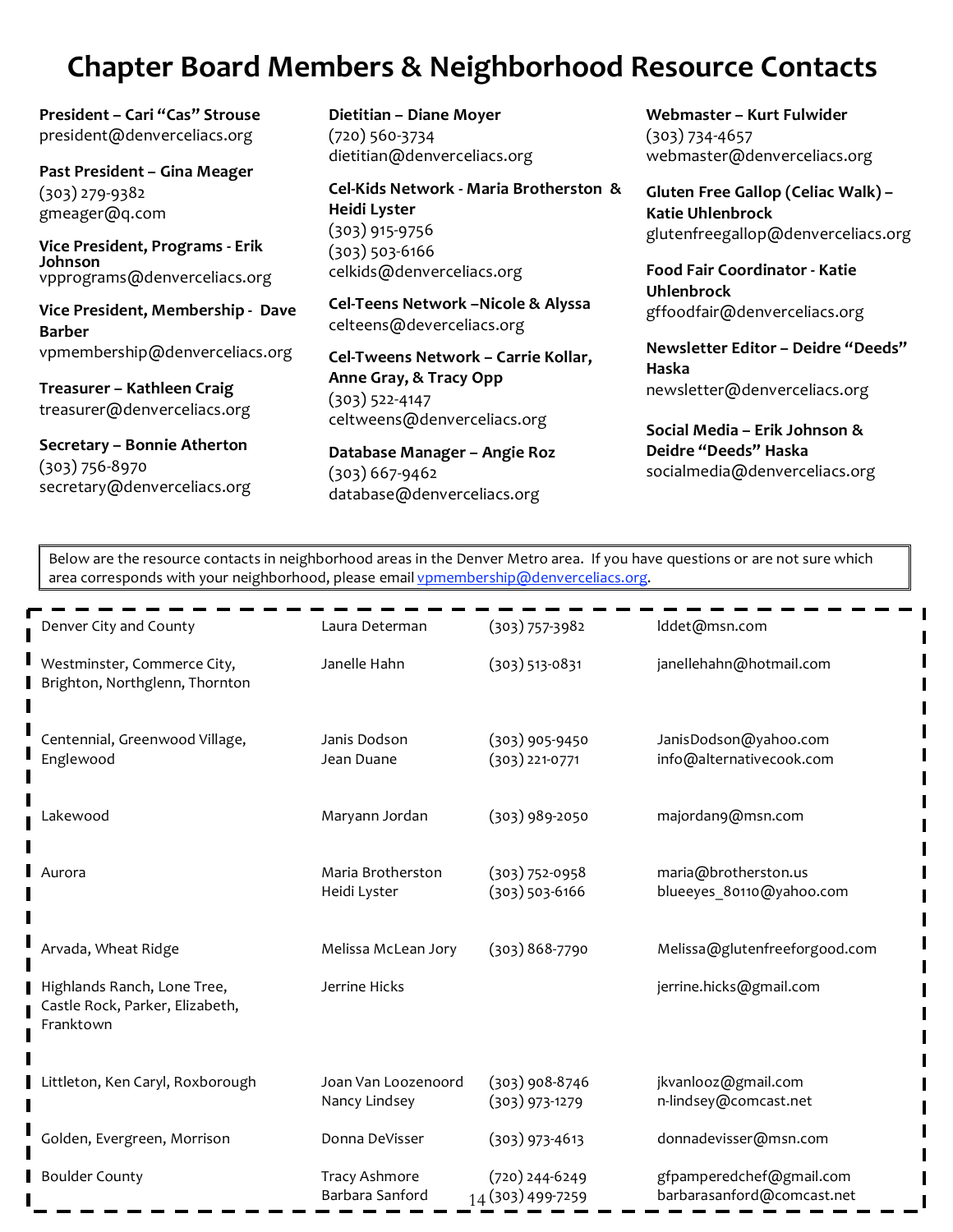# Chapter Board Members & Neighborhood Resource Contacts

**President – Cari "Cas" Strouse**
president@denverceliacs.org

**Past President – Gina Meager**
(303) 279-9382
gmeager@q.com

**Vice President, Programs - Erik Johnson**
vpprograms@denverceliacs.org

**Vice President, Membership - Dave Barber**
vpmembership@denverceliacs.org

**Treasurer – Kathleen Craig**
treasurer@denverceliacs.org

**Secretary – Bonnie Atherton**
(303) 756-8970
secretary@denverceliacs.org

**Dietitian – Diane Moyer**
(720) 560-3734
dietitian@denverceliacs.org

**Cel-Kids Network - Maria Brotherston & Heidi Lyster**
(303) 915-9756
(303) 503-6166
celkids@denverceliacs.org

**Cel-Teens Network –Nicole & Alyssa**
celteens@deverceliacs.org

**Cel-Tweens Network – Carrie Kollar, Anne Gray, & Tracy Opp**
(303) 522-4147
celtweens@denverceliacs.org

**Database Manager – Angie Roz**
(303) 667-9462
database@denverceliacs.org

**Webmaster – Kurt Fulwider**
(303) 734-4657
webmaster@denverceliacs.org

**Gluten Free Gallop (Celiac Walk) – Katie Uhlenbrock**
glutenfreegallop@denverceliacs.org

**Food Fair Coordinator - Katie Uhlenbrock**
gffoodfair@denverceliacs.org

**Newsletter Editor – Deidre "Deeds" Haska**
newsletter@denverceliacs.org

**Social Media – Erik Johnson & Deidre "Deeds" Haska**
socialmedia@denverceliacs.org

Below are the resource contacts in neighborhood areas in the Denver Metro area. If you have questions or are not sure which area corresponds with your neighborhood, please email vpmembership@denverceliacs.org.

| Area | Contact | Phone | Email |
|---|---|---|---|
| Denver City and County | Laura Determan | (303) 757-3982 | lddet@msn.com |
| Westminster, Commerce City, Brighton, Northglenn, Thornton | Janelle Hahn | (303) 513-0831 | janellehahn@hotmail.com |
| Centennial, Greenwood Village, Englewood | Janis Dodson<br>Jean Duane | (303) 905-9450<br>(303) 221-0771 | JanisDodson@yahoo.com<br>info@alternativecook.com |
| Lakewood | Maryann Jordan | (303) 989-2050 | majordan9@msn.com |
| Aurora | Maria Brotherston<br>Heidi Lyster | (303) 752-0958<br>(303) 503-6166 | maria@brotherston.us<br>blueeyes_80110@yahoo.com |
| Arvada, Wheat Ridge | Melissa McLean Jory | (303) 868-7790 | Melissa@glutenfreeforgood.com |
| Highlands Ranch, Lone Tree, Castle Rock, Parker, Elizabeth, Franktown | Jerrine Hicks | | jerrine.hicks@gmail.com |
| Littleton, Ken Caryl, Roxborough | Joan Van Loozenoord<br>Nancy Lindsey | (303) 908-8746<br>(303) 973-1279 | jkvanlooz@gmail.com<br>n-lindsey@comcast.net |
| Golden, Evergreen, Morrison | Donna DeVisser | (303) 973-4613 | donnadevisser@msn.com |
| Boulder County | Tracy Ashmore<br>Barbara Sanford | (720) 244-6249<br>(303) 499-7259 | gfpamperedchef@gmail.com<br>barbarasanford@comcast.net |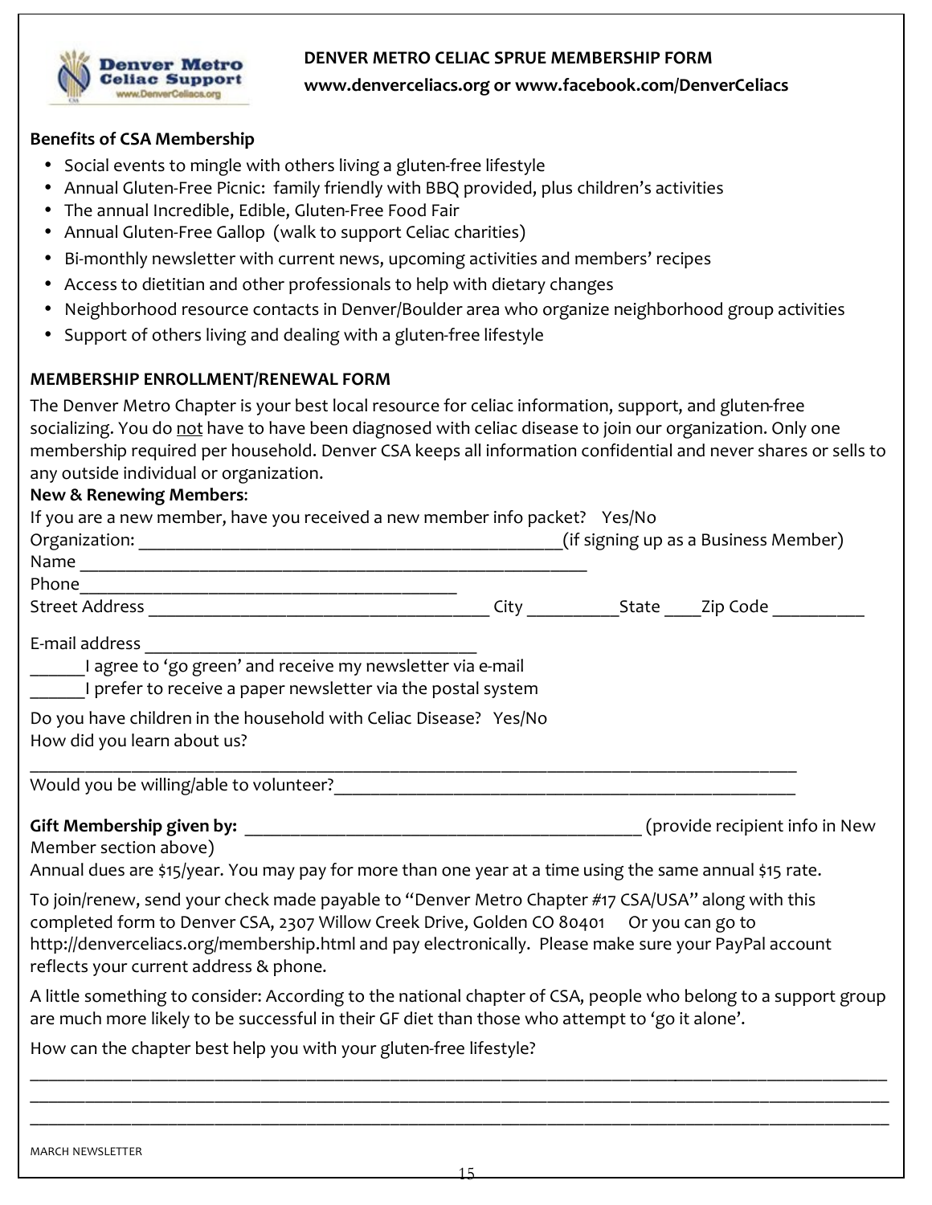# DENVER METRO CELIAC SPRUE MEMBERSHIP FORM

**www.denverceliacs.org or www.facebook.com/DenverCeliacs**

**Benefits of CSA Membership**

- Social events to mingle with others living a gluten-free lifestyle
- Annual Gluten-Free Picnic: family friendly with BBQ provided, plus children's activities
- The annual Incredible, Edible, Gluten-Free Food Fair
- Annual Gluten-Free Gallop (walk to support Celiac charities)
- Bi-monthly newsletter with current news, upcoming activities and members' recipes
- Access to dietitian and other professionals to help with dietary changes
- Neighborhood resource contacts in Denver/Boulder area who organize neighborhood group activities
- Support of others living and dealing with a gluten-free lifestyle

**MEMBERSHIP ENROLLMENT/RENEWAL FORM**

The Denver Metro Chapter is your best local resource for celiac information, support, and gluten-free socializing. You do not have to have been diagnosed with celiac disease to join our organization. Only one membership required per household. Denver CSA keeps all information confidential and never shares or sells to any outside individual or organization.

**New & Renewing Members**:

If you are a new member, have you received a new member info packet? Yes/No

Organization: ______________________________________________(if signing up as a Business Member)

Name ______________________________________________________

Phone_________________________________________

Street Address ___________________________________ City __________State ____Zip Code __________

E-mail address ___________________________________

______I agree to 'go green' and receive my newsletter via e-mail

______I prefer to receive a paper newsletter via the postal system

Do you have children in the household with Celiac Disease? Yes/No

How did you learn about us?

_______________________________________________________________________________

Would you be willing/able to volunteer?____________________________________________________

**Gift Membership given by:** ____________________________________________ (provide recipient info in New Member section above)

Annual dues are $15/year. You may pay for more than one year at a time using the same annual $15 rate.

To join/renew, send your check made payable to "Denver Metro Chapter #17 CSA/USA" along with this completed form to Denver CSA, 2307 Willow Creek Drive, Golden CO 80401 Or you can go to http://denverceliacs.org/membership.html and pay electronically. Please make sure your PayPal account reflects your current address & phone.

A little something to consider: According to the national chapter of CSA, people who belong to a support group are much more likely to be successful in their GF diet than those who attempt to 'go it alone'.

How can the chapter best help you with your gluten-free lifestyle?

_______________________________________________________________________________

_______________________________________________________________________________

_______________________________________________________________________________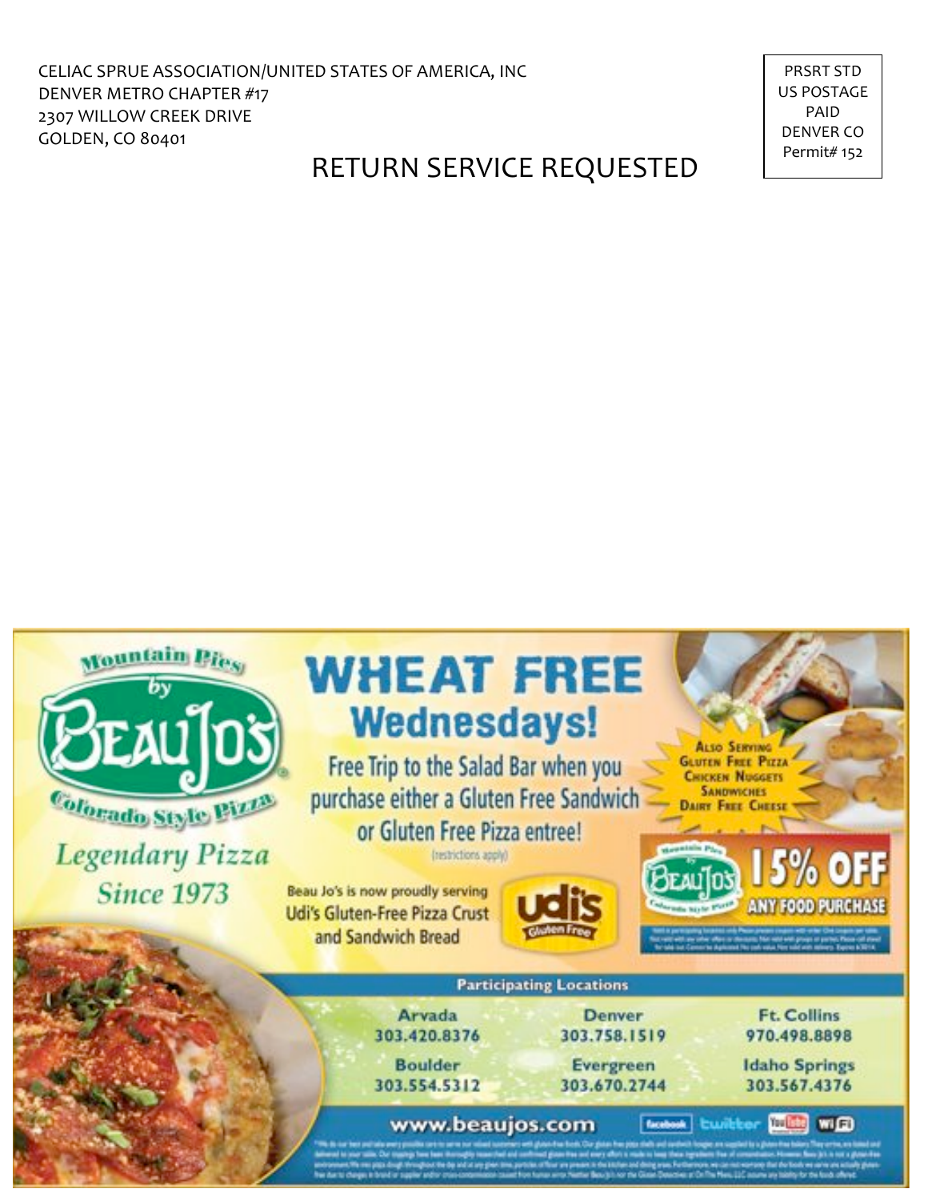CELIAC SPRUE ASSOCIATION/UNITED STATES OF AMERICA, INC
DENVER METRO CHAPTER #17
2307 WILLOW CREEK DRIVE
GOLDEN, CO 80401

PRSRT STD
US POSTAGE
PAID
DENVER CO
Permit# 152

RETURN SERVICE REQUESTED

Mountain Pies by Beau Jo's Colorado Style Pizza

*Legendary Pizza Since 1973*

# WHEAT FREE Wednesdays!

Free Trip to the Salad Bar when you purchase either a Gluten Free Sandwich or Gluten Free Pizza entree!

(restrictions apply)

Also Serving Gluten Free Pizza, Chicken Nuggets, Sandwiches, Dairy Free Cheese

Beau Jo's is now proudly serving Udi's Gluten-Free Pizza Crust and Sandwich Bread

15% OFF ANY FOOD PURCHASE

**Participating Locations**

| | | |
|---|---|---|
| Arvada 303.420.8376 | Denver 303.758.1519 | Ft. Collins 970.498.8898 |
| Boulder 303.554.5312 | Evergreen 303.670.2744 | Idaho Springs 303.567.4376 |

www.beaujos.com